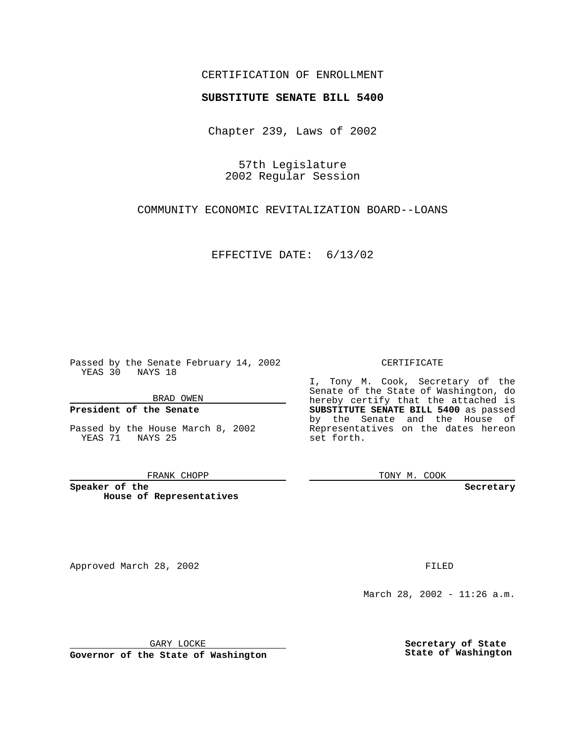CERTIFICATION OF ENROLLMENT

**SUBSTITUTE SENATE BILL 5400**

Chapter 239, Laws of 2002

57th Legislature
2002 Regular Session

COMMUNITY ECONOMIC REVITALIZATION BOARD--LOANS

EFFECTIVE DATE: 6/13/02

Passed by the Senate February 14, 2002
YEAS 30 NAYS 18

BRAD OWEN

**President of the Senate**

Passed by the House March 8, 2002
YEAS 71 NAYS 25

FRANK CHOPP

**Speaker of the House of Representatives**

CERTIFICATE

I, Tony M. Cook, Secretary of the Senate of the State of Washington, do hereby certify that the attached is **SUBSTITUTE SENATE BILL 5400** as passed by the Senate and the House of Representatives on the dates hereon set forth.

TONY M. COOK

**Secretary**

Approved March 28, 2002

GARY LOCKE

**Governor of the State of Washington**

FILED

March 28, 2002 - 11:26 a.m.

**Secretary of State**
**State of Washington**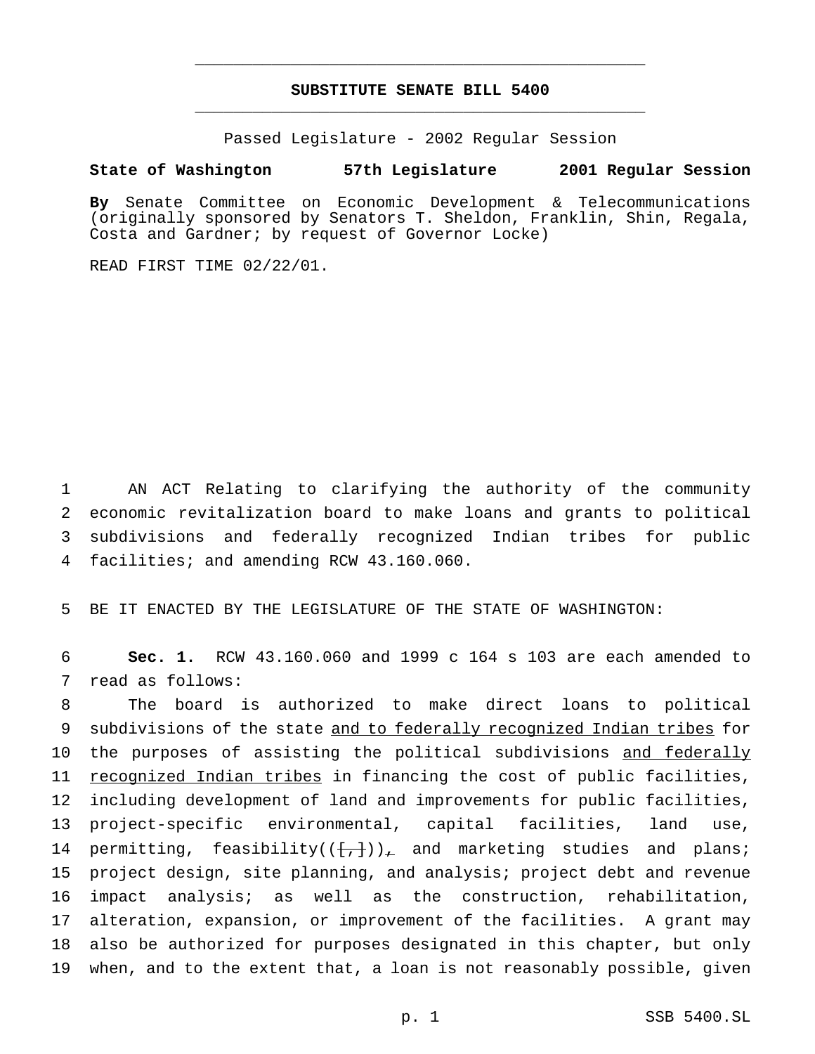# SUBSTITUTE SENATE BILL 5400

Passed Legislature - 2002 Regular Session

**State of Washington 57th Legislature 2001 Regular Session**

**By** Senate Committee on Economic Development & Telecommunications (originally sponsored by Senators T. Sheldon, Franklin, Shin, Regala, Costa and Gardner; by request of Governor Locke)

READ FIRST TIME 02/22/01.

AN ACT Relating to clarifying the authority of the community economic revitalization board to make loans and grants to political subdivisions and federally recognized Indian tribes for public facilities; and amending RCW 43.160.060.

BE IT ENACTED BY THE LEGISLATURE OF THE STATE OF WASHINGTON:

**Sec. 1.** RCW 43.160.060 and 1999 c 164 s 103 are each amended to read as follows:

The board is authorized to make direct loans to political subdivisions of the state and to federally recognized Indian tribes for the purposes of assisting the political subdivisions and federally recognized Indian tribes in financing the cost of public facilities, including development of land and improvements for public facilities, project-specific environmental, capital facilities, land use, permitting, feasibility(([,])), and marketing studies and plans; project design, site planning, and analysis; project debt and revenue impact analysis; as well as the construction, rehabilitation, alteration, expansion, or improvement of the facilities. A grant may also be authorized for purposes designated in this chapter, but only when, and to the extent that, a loan is not reasonably possible, given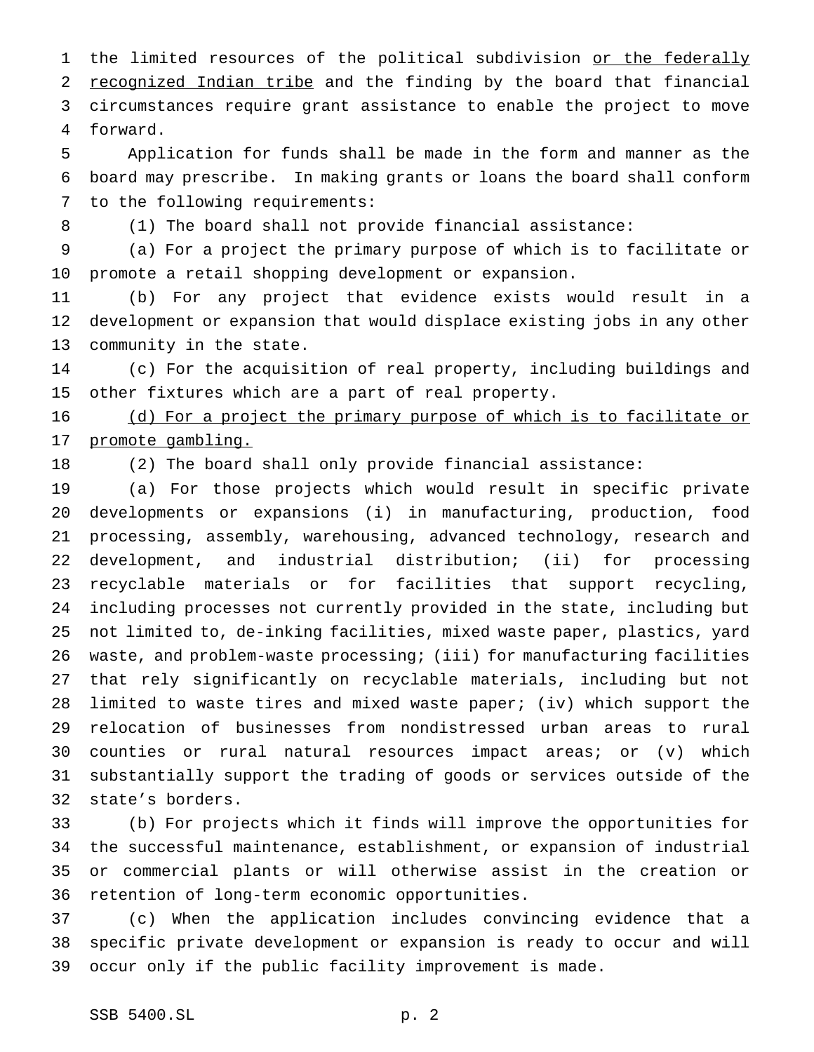the limited resources of the political subdivision <u>or the federally recognized Indian tribe</u> and the finding by the board that financial circumstances require grant assistance to enable the project to move forward.

Application for funds shall be made in the form and manner as the board may prescribe. In making grants or loans the board shall conform to the following requirements:

(1) The board shall not provide financial assistance:

(a) For a project the primary purpose of which is to facilitate or promote a retail shopping development or expansion.

(b) For any project that evidence exists would result in a development or expansion that would displace existing jobs in any other community in the state.

(c) For the acquisition of real property, including buildings and other fixtures which are a part of real property.

<u>(d) For a project the primary purpose of which is to facilitate or promote gambling.</u>

(2) The board shall only provide financial assistance:

(a) For those projects which would result in specific private developments or expansions (i) in manufacturing, production, food processing, assembly, warehousing, advanced technology, research and development, and industrial distribution; (ii) for processing recyclable materials or for facilities that support recycling, including processes not currently provided in the state, including but not limited to, de-inking facilities, mixed waste paper, plastics, yard waste, and problem-waste processing; (iii) for manufacturing facilities that rely significantly on recyclable materials, including but not limited to waste tires and mixed waste paper; (iv) which support the relocation of businesses from nondistressed urban areas to rural counties or rural natural resources impact areas; or (v) which substantially support the trading of goods or services outside of the state's borders.

(b) For projects which it finds will improve the opportunities for the successful maintenance, establishment, or expansion of industrial or commercial plants or will otherwise assist in the creation or retention of long-term economic opportunities.

(c) When the application includes convincing evidence that a specific private development or expansion is ready to occur and will occur only if the public facility improvement is made.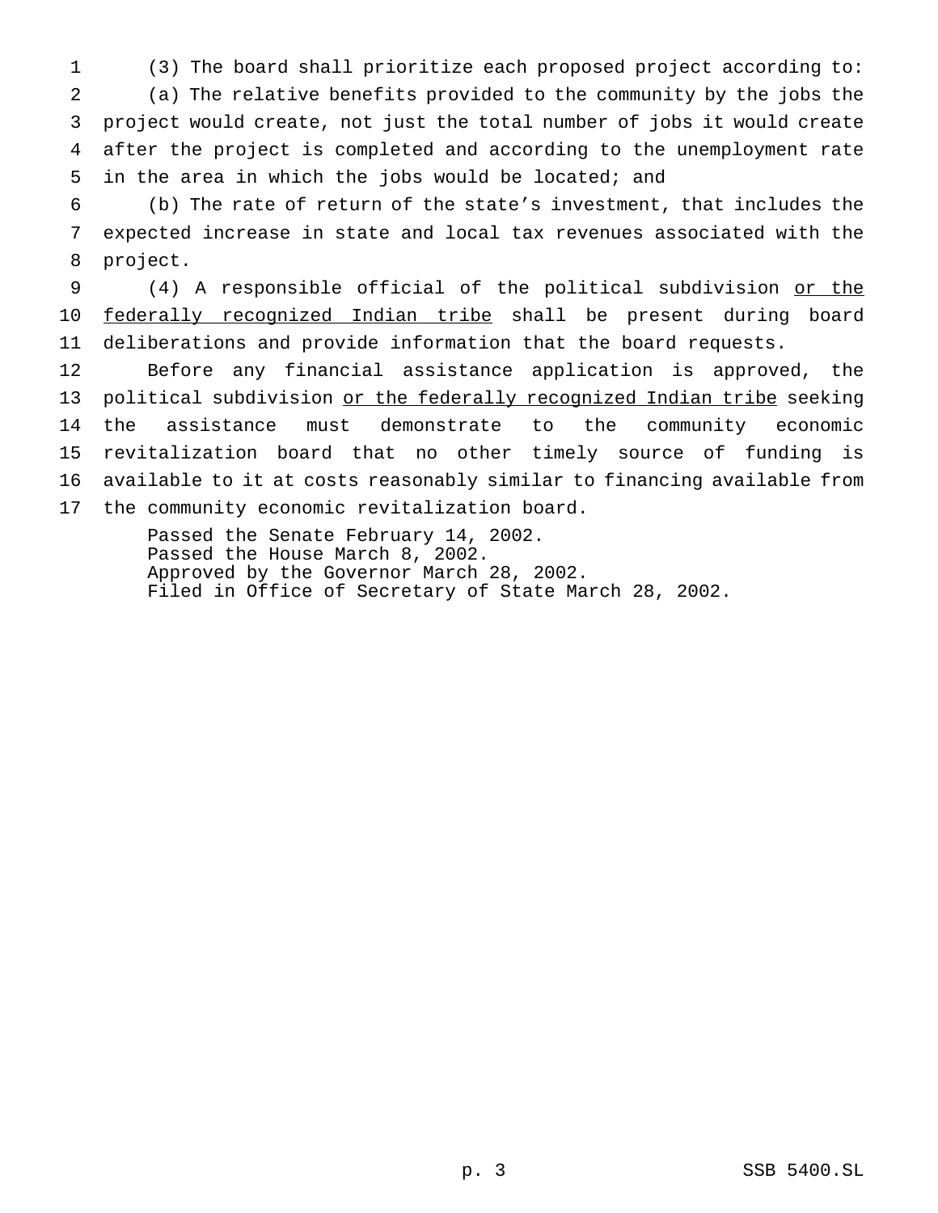(3) The board shall prioritize each proposed project according to:

(a) The relative benefits provided to the community by the jobs the project would create, not just the total number of jobs it would create after the project is completed and according to the unemployment rate in the area in which the jobs would be located; and

(b) The rate of return of the state's investment, that includes the expected increase in state and local tax revenues associated with the project.

(4) A responsible official of the political subdivision <u>or the federally recognized Indian tribe</u> shall be present during board deliberations and provide information that the board requests.

Before any financial assistance application is approved, the political subdivision <u>or the federally recognized Indian tribe</u> seeking the assistance must demonstrate to the community economic revitalization board that no other timely source of funding is available to it at costs reasonably similar to financing available from the community economic revitalization board.

Passed the Senate February 14, 2002.
Passed the House March 8, 2002.
Approved by the Governor March 28, 2002.
Filed in Office of Secretary of State March 28, 2002.